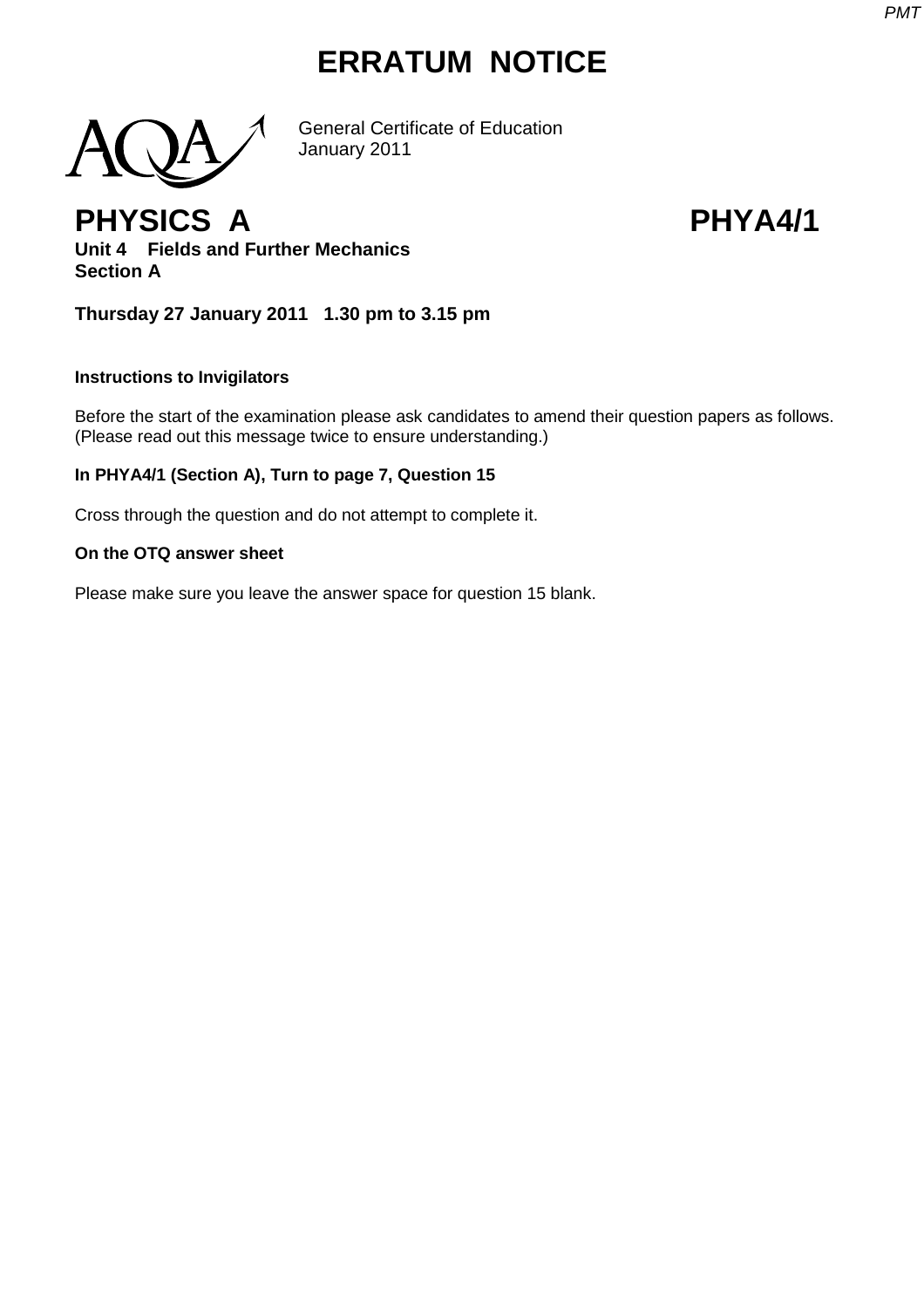# ERRATUM NOTICE

General Certificate of Education
January 2011

## PHYSICS A PHYA4/1

**Unit 4 Fields and Further Mechanics**
**Section A**

**Thursday 27 January 2011 1.30 pm to 3.15 pm**

**Instructions to Invigilators**

Before the start of the examination please ask candidates to amend their question papers as follows.
(Please read out this message twice to ensure understanding.)

**In PHYA4/1 (Section A), Turn to page 7, Question 15**

Cross through the question and do not attempt to complete it.

**On the OTQ answer sheet**

Please make sure you leave the answer space for question 15 blank.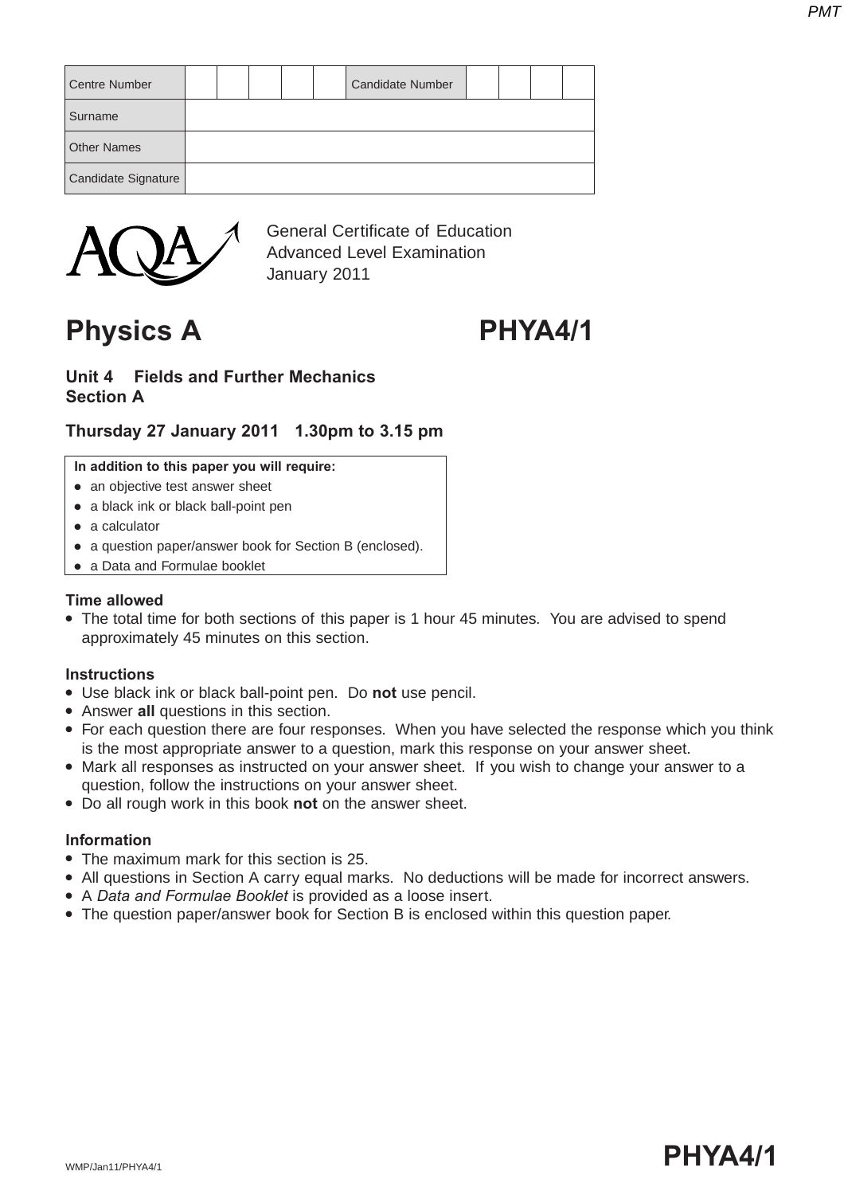| Centre Number | | | | | | Candidate Number | | | | |
|---|---|---|---|---|---|---|---|---|---|---|
| Surname | | | | | | | | | | |
| Other Names | | | | | | | | | | |
| Candidate Signature | | | | | | | | | | |

General Certificate of Education
Advanced Level Examination
January 2011

# Physics A PHYA4/1

## Unit 4 Fields and Further Mechanics
## Section A

**Thursday 27 January 2011 1.30pm to 3.15 pm**

**In addition to this paper you will require:**
- an objective test answer sheet
- a black ink or black ball-point pen
- a calculator
- a question paper/answer book for Section B (enclosed).
- a Data and Formulae booklet

**Time allowed**
- The total time for both sections of this paper is 1 hour 45 minutes. You are advised to spend approximately 45 minutes on this section.

**Instructions**
- Use black ink or black ball-point pen. Do **not** use pencil.
- Answer **all** questions in this section.
- For each question there are four responses. When you have selected the response which you think is the most appropriate answer to a question, mark this response on your answer sheet.
- Mark all responses as instructed on your answer sheet. If you wish to change your answer to a question, follow the instructions on your answer sheet.
- Do all rough work in this book **not** on the answer sheet.

**Information**
- The maximum mark for this section is 25.
- All questions in Section A carry equal marks. No deductions will be made for incorrect answers.
- A *Data and Formulae Booklet* is provided as a loose insert.
- The question paper/answer book for Section B is enclosed within this question paper.

WMP/Jan11/PHYA4/1

**PHYA4/1**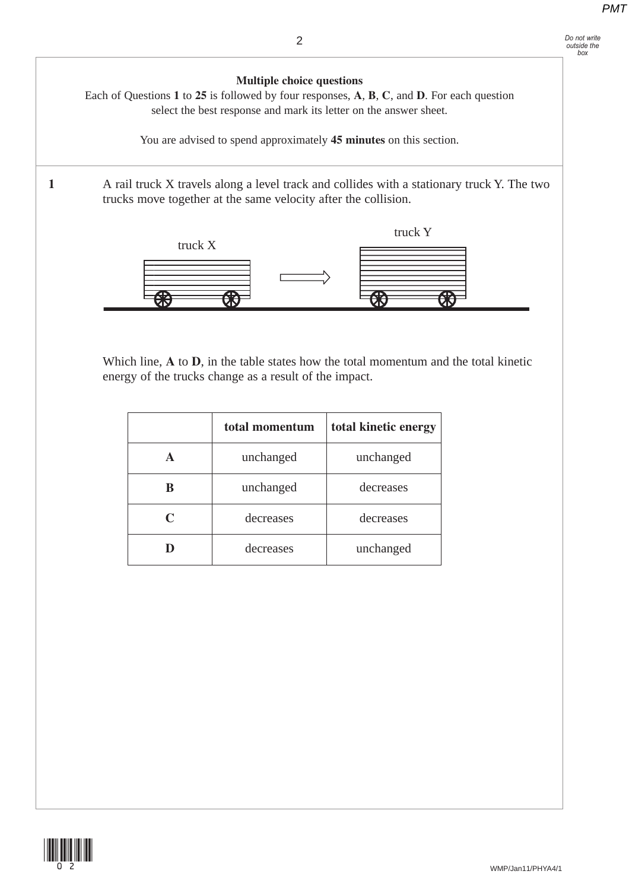**Multiple choice questions**

Each of Questions **1** to **25** is followed by four responses, **A**, **B**, **C**, and **D**. For each question select the best response and mark its letter on the answer sheet.

You are advised to spend approximately **45 minutes** on this section.

**1** A rail truck X travels along a level track and collides with a stationary truck Y. The two trucks move together at the same velocity after the collision.

Which line, **A** to **D**, in the table states how the total momentum and the total kinetic energy of the trucks change as a result of the impact.

| | total momentum | total kinetic energy |
|---|---|---|
| **A** | unchanged | unchanged |
| **B** | unchanged | decreases |
| **C** | decreases | decreases |
| **D** | decreases | unchanged |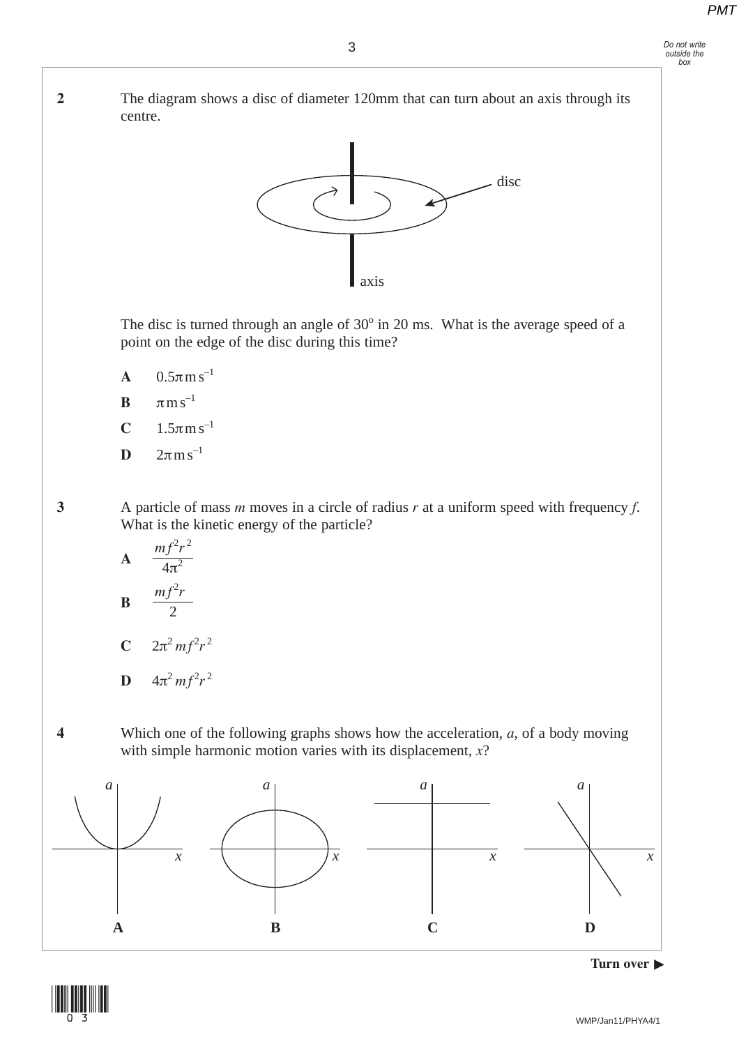**2** The diagram shows a disc of diameter 120mm that can turn about an axis through its centre.

The disc is turned through an angle of 30° in 20 ms. What is the average speed of a point on the edge of the disc during this time?

**A** $0.5\pi \, \text{m s}^{-1}$

**B** $\pi \, \text{m s}^{-1}$

**C** $1.5\pi \, \text{m s}^{-1}$

**D** $2\pi \, \text{m s}^{-1}$

**3** A particle of mass $m$ moves in a circle of radius $r$ at a uniform speed with frequency $f$. What is the kinetic energy of the particle?

**A** $\dfrac{mf^2r^2}{4\pi^2}$

**B** $\dfrac{mf^2r}{2}$

**C** $2\pi^2 mf^2r^2$

**D** $4\pi^2 mf^2r^2$

**4** Which one of the following graphs shows how the acceleration, $a$, of a body moving with simple harmonic motion varies with its displacement, $x$?

**A** **B** **C** **D**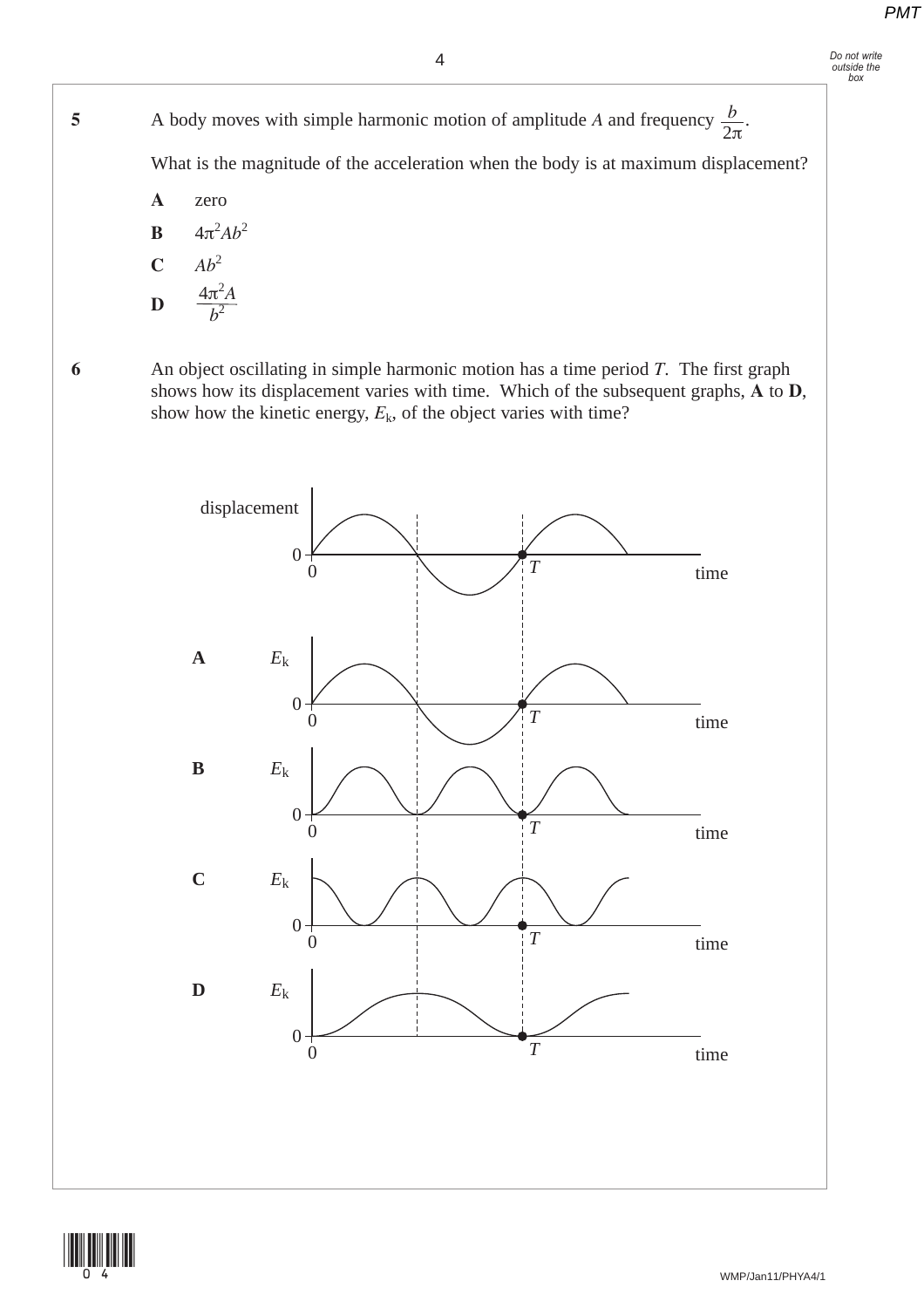**5** A body moves with simple harmonic motion of amplitude $A$ and frequency $\frac{b}{2\pi}$.

What is the magnitude of the acceleration when the body is at maximum displacement?

**A** zero

**B** $4\pi^2 A b^2$

**C** $A b^2$

**D** $\frac{4\pi^2 A}{b^2}$

**6** An object oscillating in simple harmonic motion has a time period $T$. The first graph shows how its displacement varies with time. Which of the subsequent graphs, **A** to **D**, show how the kinetic energy, $E_k$, of the object varies with time?

displacement

0

0 $T$ time

**A** $E_k$

0

0 $T$ time

**B** $E_k$

0

0 $T$ time

**C** $E_k$

0

0 $T$ time

**D** $E_k$

0

0 $T$ time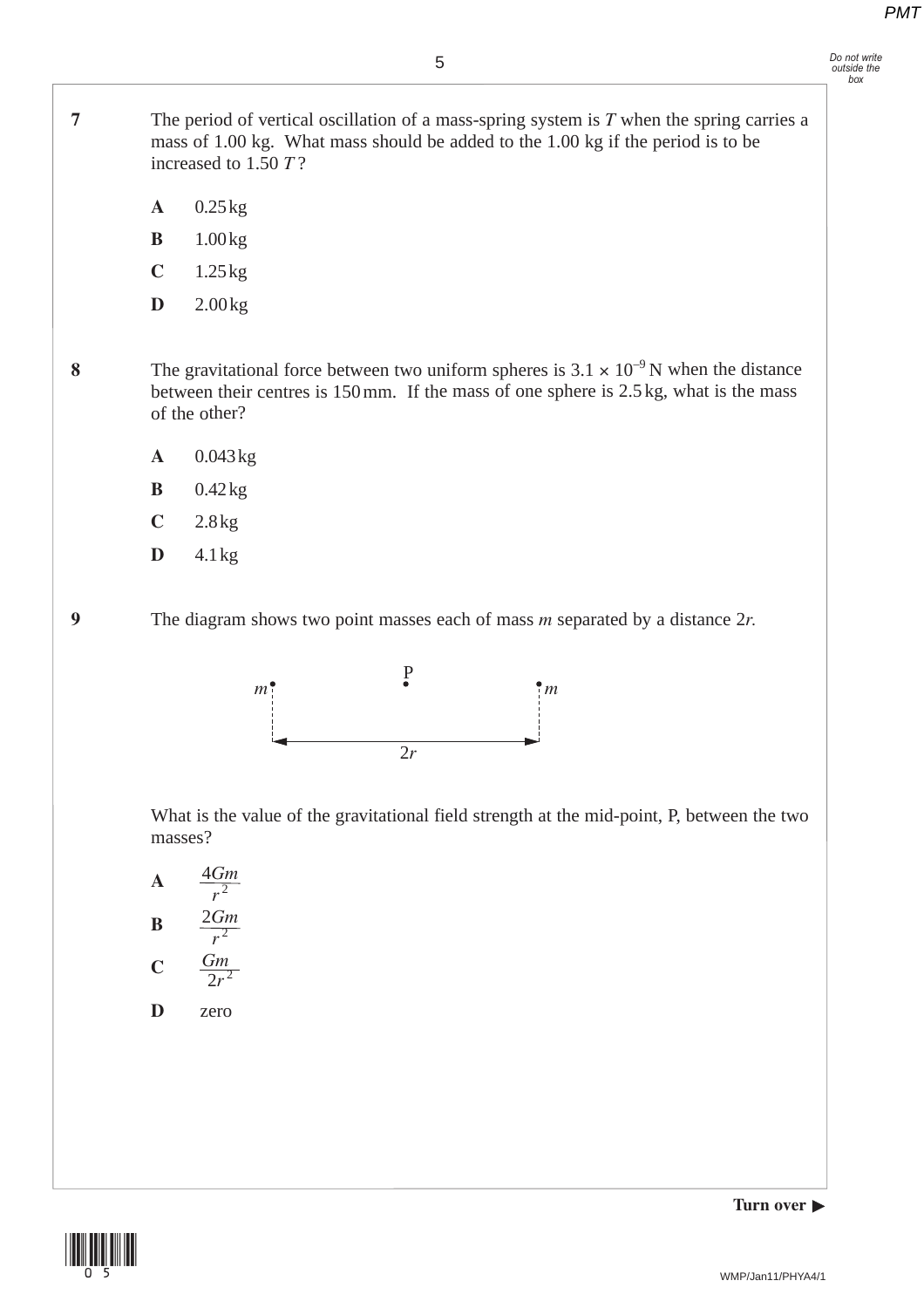**7** The period of vertical oscillation of a mass-spring system is $T$ when the spring carries a mass of 1.00 kg. What mass should be added to the 1.00 kg if the period is to be increased to 1.50 $T$?

**A** 0.25 kg

**B** 1.00 kg

**C** 1.25 kg

**D** 2.00 kg

**8** The gravitational force between two uniform spheres is $3.1 \times 10^{-9}$ N when the distance between their centres is 150 mm. If the mass of one sphere is 2.5 kg, what is the mass of the other?

**A** 0.043 kg

**B** 0.42 kg

**C** 2.8 kg

**D** 4.1 kg

**9** The diagram shows two point masses each of mass $m$ separated by a distance $2r$.

$m$ • P • $m$ — separated by $2r$

What is the value of the gravitational field strength at the mid-point, P, between the two masses?

**A** $\dfrac{4Gm}{r^2}$

**B** $\dfrac{2Gm}{r^2}$

**C** $\dfrac{Gm}{2r^2}$

**D** zero

**Turn over ▶**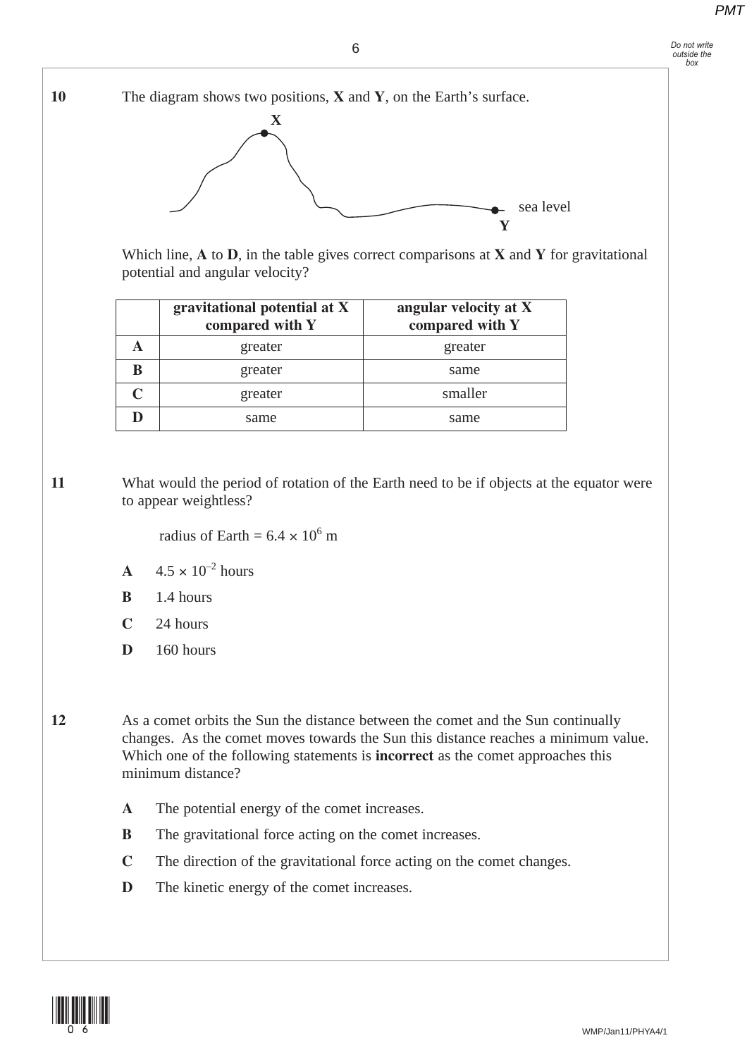**10** The diagram shows two positions, **X** and **Y**, on the Earth's surface.

X

sea level

Y

Which line, **A** to **D**, in the table gives correct comparisons at **X** and **Y** for gravitational potential and angular velocity?

| | **gravitational potential at X compared with Y** | **angular velocity at X compared with Y** |
|---|---|---|
| **A** | greater | greater |
| **B** | greater | same |
| **C** | greater | smaller |
| **D** | same | same |

**11** What would the period of rotation of the Earth need to be if objects at the equator were to appear weightless?

radius of Earth = $6.4 \times 10^6$ m

- **A** $4.5 \times 10^{-2}$ hours
- **B** 1.4 hours
- **C** 24 hours
- **D** 160 hours

**12** As a comet orbits the Sun the distance between the comet and the Sun continually changes. As the comet moves towards the Sun this distance reaches a minimum value. Which one of the following statements is **incorrect** as the comet approaches this minimum distance?

- **A** The potential energy of the comet increases.
- **B** The gravitational force acting on the comet increases.
- **C** The direction of the gravitational force acting on the comet changes.
- **D** The kinetic energy of the comet increases.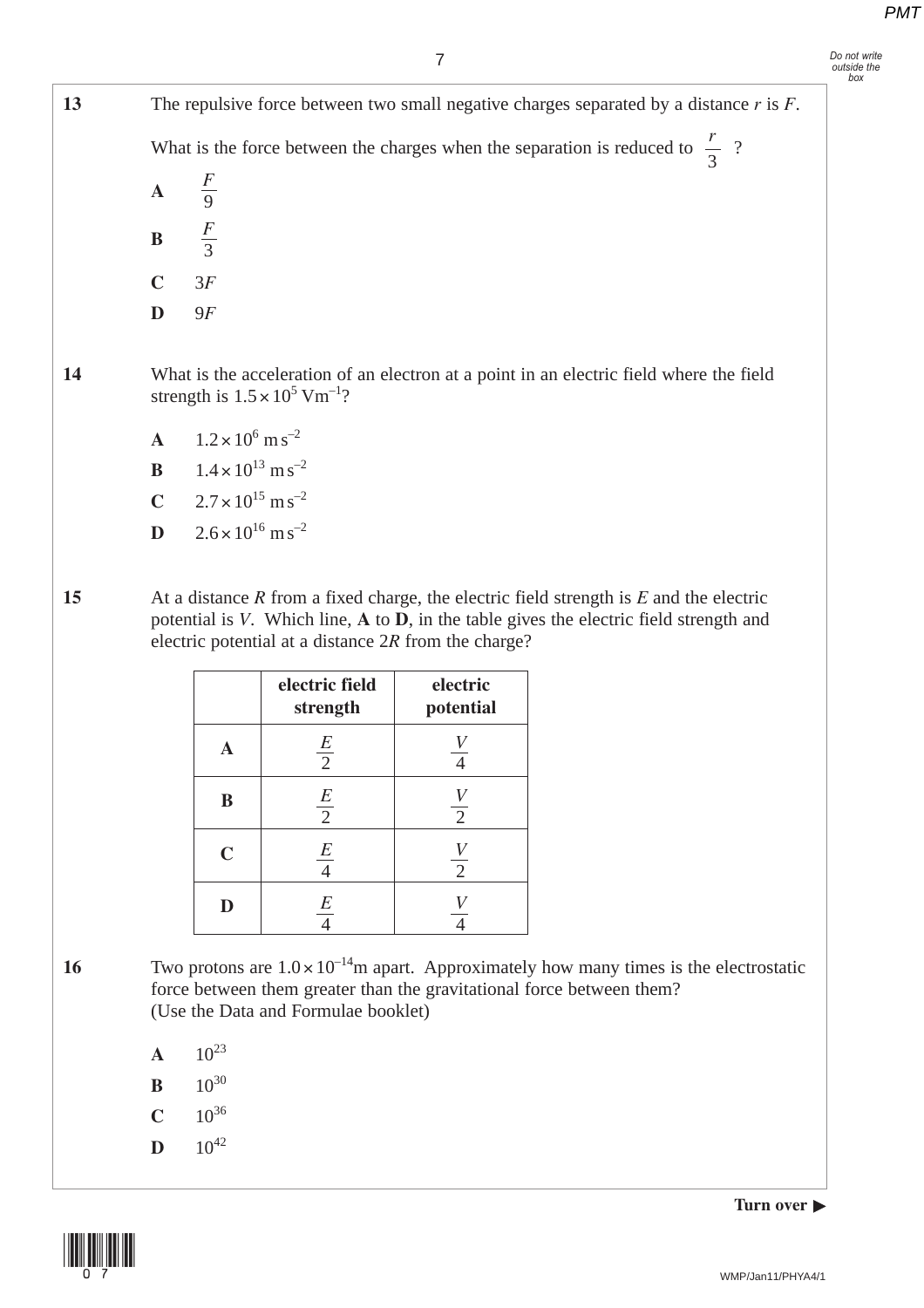**13** The repulsive force between two small negative charges separated by a distance $r$ is $F$.

What is the force between the charges when the separation is reduced to $\frac{r}{3}$ ?

**A** $\frac{F}{9}$

**B** $\frac{F}{3}$

**C** $3F$

**D** $9F$

**14** What is the acceleration of an electron at a point in an electric field where the field strength is $1.5 \times 10^5 \text{ Vm}^{-1}$?

**A** $1.2 \times 10^6 \text{ m s}^{-2}$

**B** $1.4 \times 10^{13} \text{ m s}^{-2}$

**C** $2.7 \times 10^{15} \text{ m s}^{-2}$

**D** $2.6 \times 10^{16} \text{ m s}^{-2}$

**15** At a distance $R$ from a fixed charge, the electric field strength is $E$ and the electric potential is $V$. Which line, **A** to **D**, in the table gives the electric field strength and electric potential at a distance $2R$ from the charge?

| | **electric field strength** | **electric potential** |
|---|---|---|
| **A** | $\frac{E}{2}$ | $\frac{V}{4}$ |
| **B** | $\frac{E}{2}$ | $\frac{V}{2}$ |
| **C** | $\frac{E}{4}$ | $\frac{V}{2}$ |
| **D** | $\frac{E}{4}$ | $\frac{V}{4}$ |

**16** Two protons are $1.0 \times 10^{-14}$m apart. Approximately how many times is the electrostatic force between them greater than the gravitational force between them?
(Use the Data and Formulae booklet)

**A** $10^{23}$

**B** $10^{30}$

**C** $10^{36}$

**D** $10^{42}$

**Turn over ▶**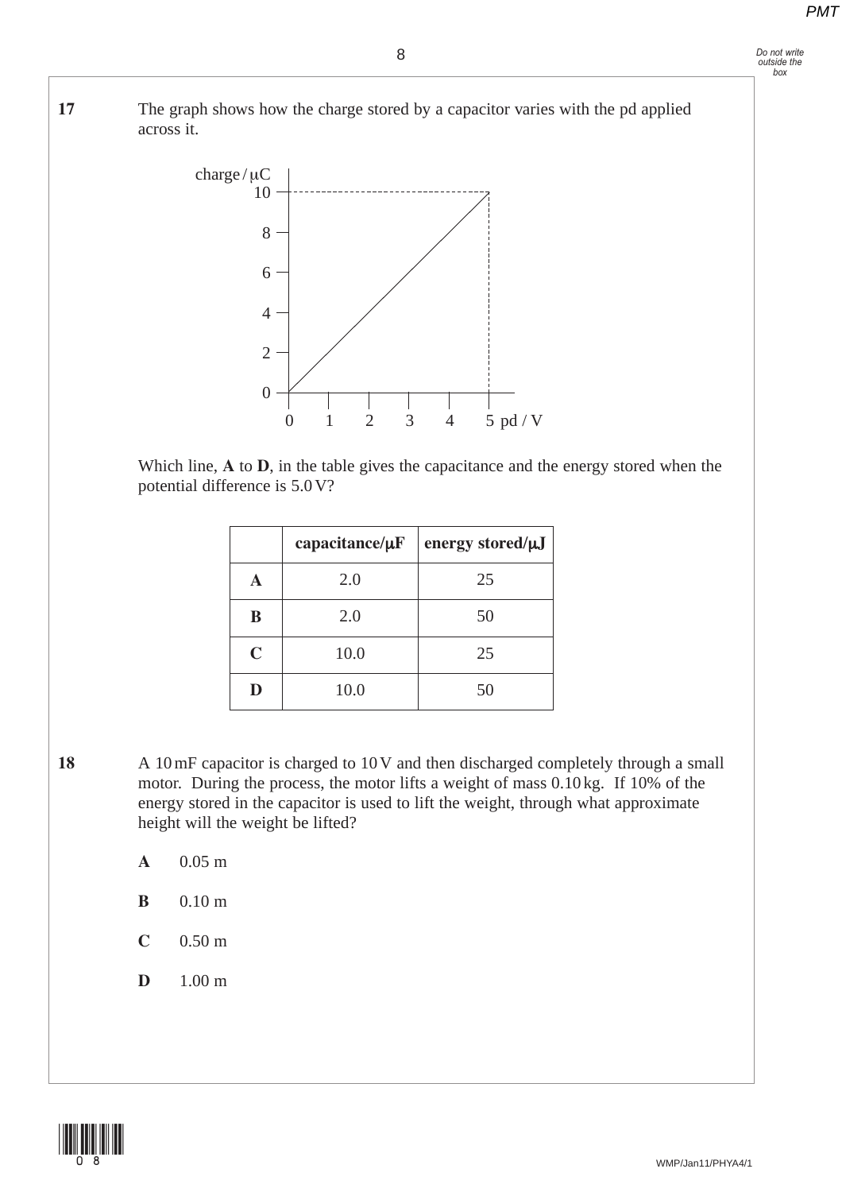**17** The graph shows how the charge stored by a capacitor varies with the pd applied across it.

Which line, **A** to **D**, in the table gives the capacitance and the energy stored when the potential difference is 5.0 V?

| | capacitance/μF | energy stored/μJ |
|---|---|---|
| **A** | 2.0 | 25 |
| **B** | 2.0 | 50 |
| **C** | 10.0 | 25 |
| **D** | 10.0 | 50 |

**18** A 10 mF capacitor is charged to 10 V and then discharged completely through a small motor. During the process, the motor lifts a weight of mass 0.10 kg. If 10% of the energy stored in the capacitor is used to lift the weight, through what approximate height will the weight be lifted?

**A** 0.05 m

**B** 0.10 m

**C** 0.50 m

**D** 1.00 m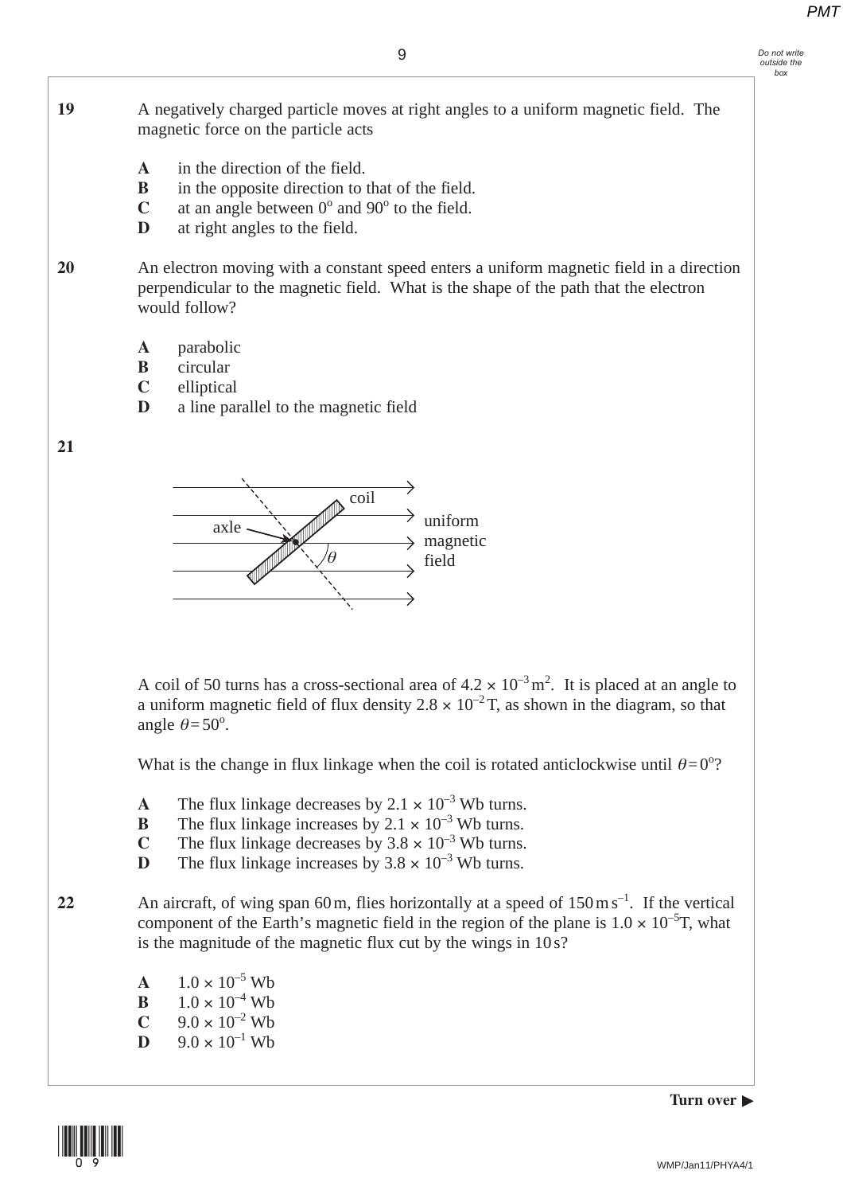**19** A negatively charged particle moves at right angles to a uniform magnetic field. The magnetic force on the particle acts

- **A** in the direction of the field.
- **B** in the opposite direction to that of the field.
- **C** at an angle between $0^{o}$ and $90^{o}$ to the field.
- **D** at right angles to the field.

**20** An electron moving with a constant speed enters a uniform magnetic field in a direction perpendicular to the magnetic field. What is the shape of the path that the electron would follow?

- **A** parabolic
- **B** circular
- **C** elliptical
- **D** a line parallel to the magnetic field

**21**

coil

axle

$\theta$

uniform magnetic field

A coil of 50 turns has a cross-sectional area of $4.2 \times 10^{-3}\,\text{m}^2$. It is placed at an angle to a uniform magnetic field of flux density $2.8 \times 10^{-2}\,\text{T}$, as shown in the diagram, so that angle $\theta = 50^{o}$.

What is the change in flux linkage when the coil is rotated anticlockwise until $\theta = 0^{o}$?

- **A** The flux linkage decreases by $2.1 \times 10^{-3}$ Wb turns.
- **B** The flux linkage increases by $2.1 \times 10^{-3}$ Wb turns.
- **C** The flux linkage decreases by $3.8 \times 10^{-3}$ Wb turns.
- **D** The flux linkage increases by $3.8 \times 10^{-3}$ Wb turns.

**22** An aircraft, of wing span 60 m, flies horizontally at a speed of $150\,\text{m}\,\text{s}^{-1}$. If the vertical component of the Earth's magnetic field in the region of the plane is $1.0 \times 10^{-5}\,\text{T}$, what is the magnitude of the magnetic flux cut by the wings in 10 s?

- **A** $1.0 \times 10^{-5}$ Wb
- **B** $1.0 \times 10^{-4}$ Wb
- **C** $9.0 \times 10^{-2}$ Wb
- **D** $9.0 \times 10^{-1}$ Wb

**Turn over ▶**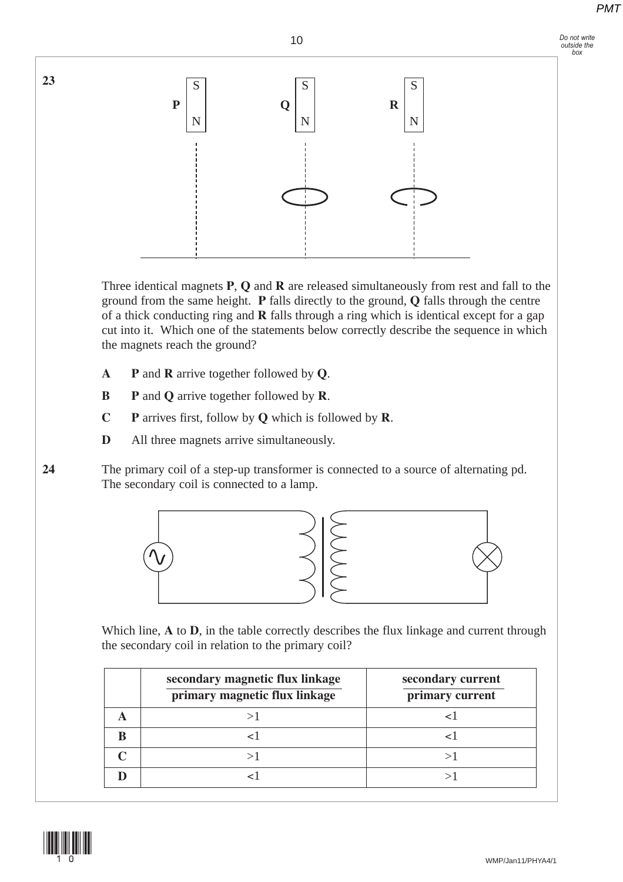**23**

Three identical magnets **P**, **Q** and **R** are released simultaneously from rest and fall to the ground from the same height. **P** falls directly to the ground, **Q** falls through the centre of a thick conducting ring and **R** falls through a ring which is identical except for a gap cut into it. Which one of the statements below correctly describe the sequence in which the magnets reach the ground?

**A** **P** and **R** arrive together followed by **Q**.

**B** **P** and **Q** arrive together followed by **R**.

**C** **P** arrives first, follow by **Q** which is followed by **R**.

**D** All three magnets arrive simultaneously.

**24**

The primary coil of a step-up transformer is connected to a source of alternating pd. The secondary coil is connected to a lamp.

Which line, **A** to **D**, in the table correctly describes the flux linkage and current through the secondary coil in relation to the primary coil?

| | $\frac{\text{secondary magnetic flux linkage}}{\text{primary magnetic flux linkage}}$ | $\frac{\text{secondary current}}{\text{primary current}}$ |
|---|---|---|
| **A** | >1 | <1 |
| **B** | <1 | <1 |
| **C** | >1 | >1 |
| **D** | <1 | >1 |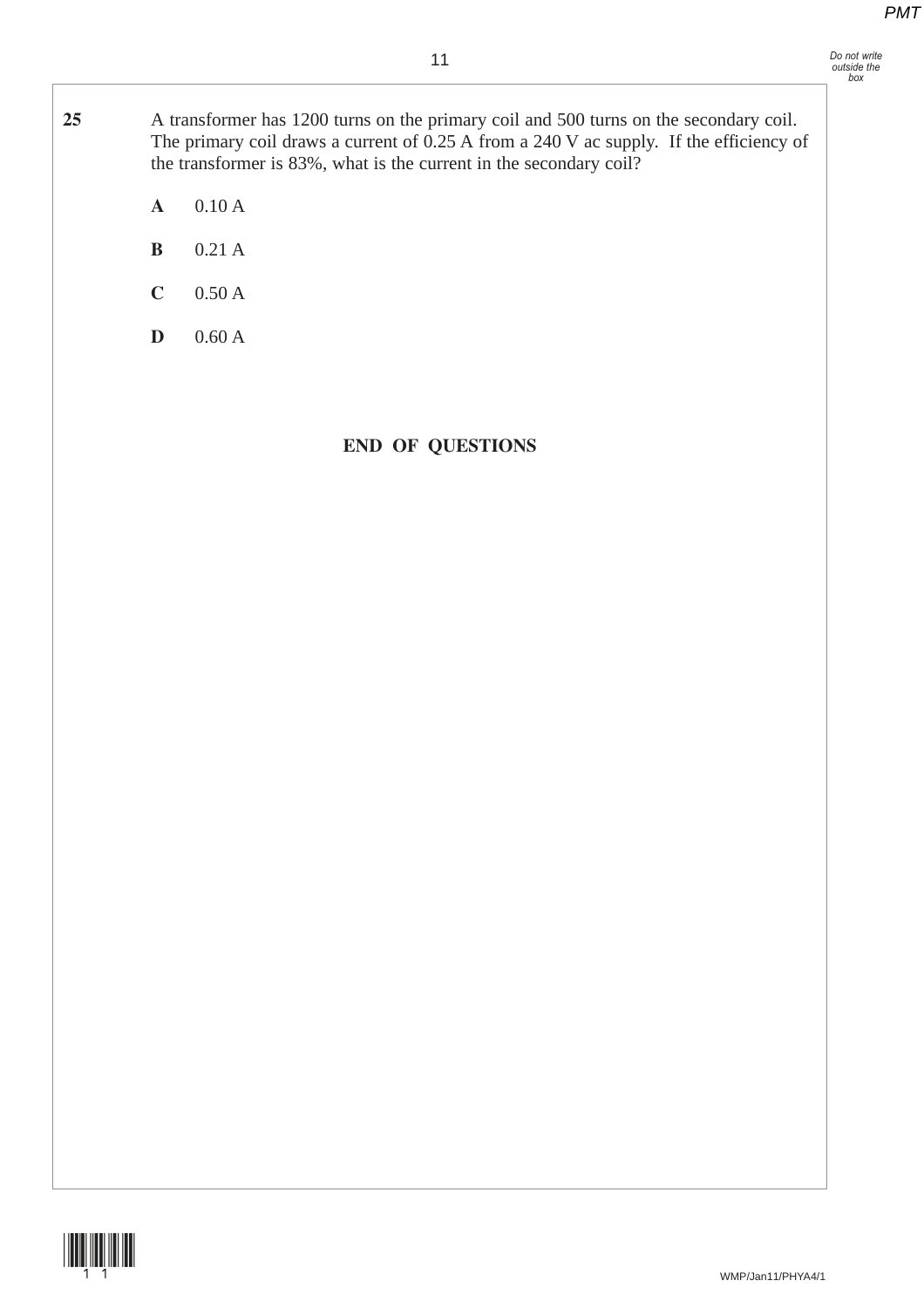**25** A transformer has 1200 turns on the primary coil and 500 turns on the secondary coil. The primary coil draws a current of 0.25 A from a 240 V ac supply. If the efficiency of the transformer is 83%, what is the current in the secondary coil?

**A** 0.10 A

**B** 0.21 A

**C** 0.50 A

**D** 0.60 A

**END OF QUESTIONS**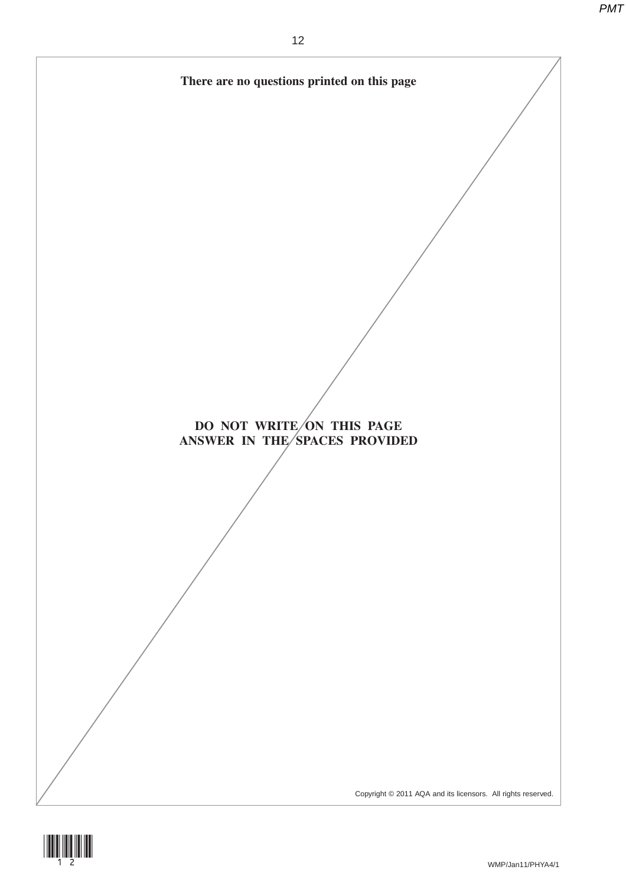**There are no questions printed on this page**

**DO NOT WRITE ON THIS PAGE**
**ANSWER IN THE SPACES PROVIDED**

Copyright © 2011 AQA and its licensors. All rights reserved.